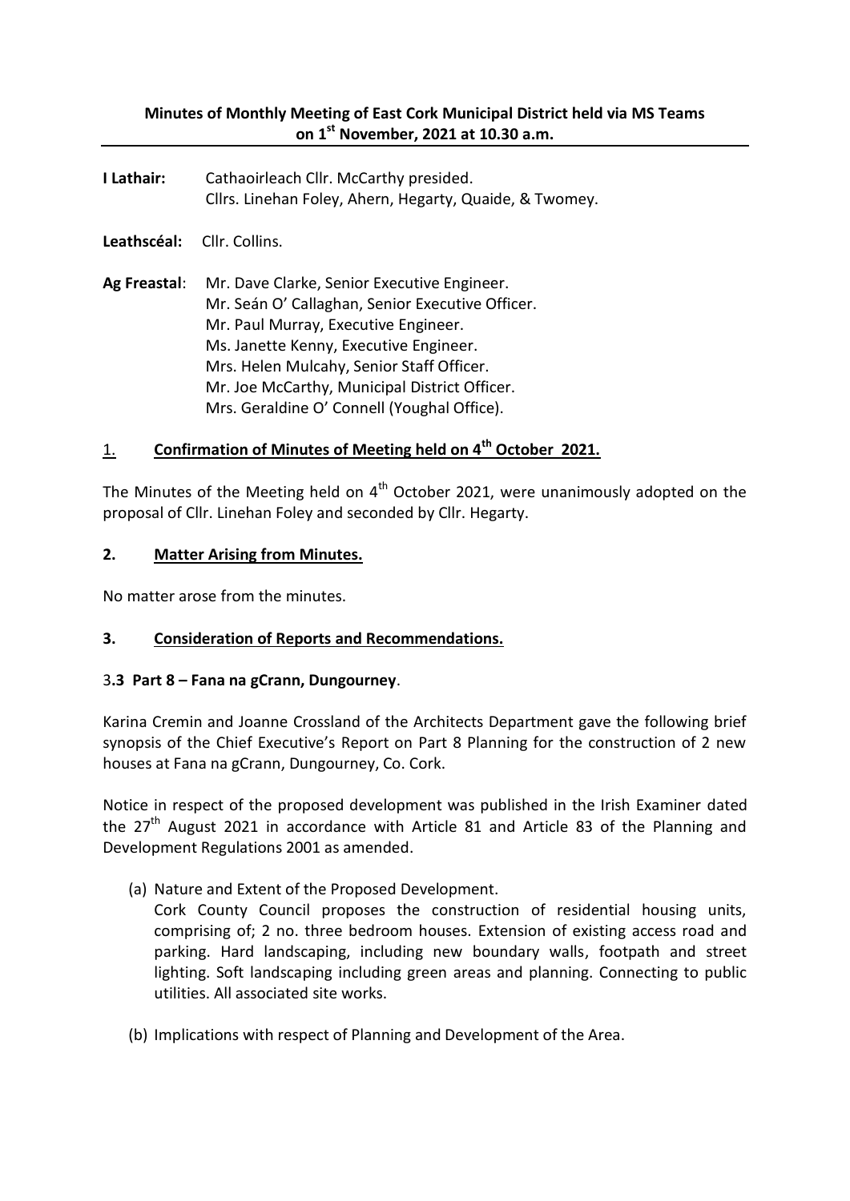**Minutes of Monthly Meeting of East Cork Municipal District held via MS Teams on 1st November, 2021 at 10.30 a.m.**

**I Lathair:** Cathaoirleach Cllr. McCarthy presided.
Cllrs. Linehan Foley, Ahern, Hegarty, Quaide, & Twomey.

**Leathscéal:** Cllr. Collins.

**Ag Freastal**: Mr. Dave Clarke, Senior Executive Engineer.
Mr. Seán O' Callaghan, Senior Executive Officer.
Mr. Paul Murray, Executive Engineer.
Ms. Janette Kenny, Executive Engineer.
Mrs. Helen Mulcahy, Senior Staff Officer.
Mr. Joe McCarthy, Municipal District Officer.
Mrs. Geraldine O' Connell (Youghal Office).

## 1. Confirmation of Minutes of Meeting held on 4th October 2021.

The Minutes of the Meeting held on 4th October 2021, were unanimously adopted on the proposal of Cllr. Linehan Foley and seconded by Cllr. Hegarty.

## 2. Matter Arising from Minutes.

No matter arose from the minutes.

## 3. Consideration of Reports and Recommendations.

### 3.3 Part 8 – Fana na gCrann, Dungourney.

Karina Cremin and Joanne Crossland of the Architects Department gave the following brief synopsis of the Chief Executive's Report on Part 8 Planning for the construction of 2 new houses at Fana na gCrann, Dungourney, Co. Cork.

Notice in respect of the proposed development was published in the Irish Examiner dated the 27th August 2021 in accordance with Article 81 and Article 83 of the Planning and Development Regulations 2001 as amended.

(a) Nature and Extent of the Proposed Development.
Cork County Council proposes the construction of residential housing units, comprising of; 2 no. three bedroom houses. Extension of existing access road and parking. Hard landscaping, including new boundary walls, footpath and street lighting. Soft landscaping including green areas and planning. Connecting to public utilities. All associated site works.

(b) Implications with respect of Planning and Development of the Area.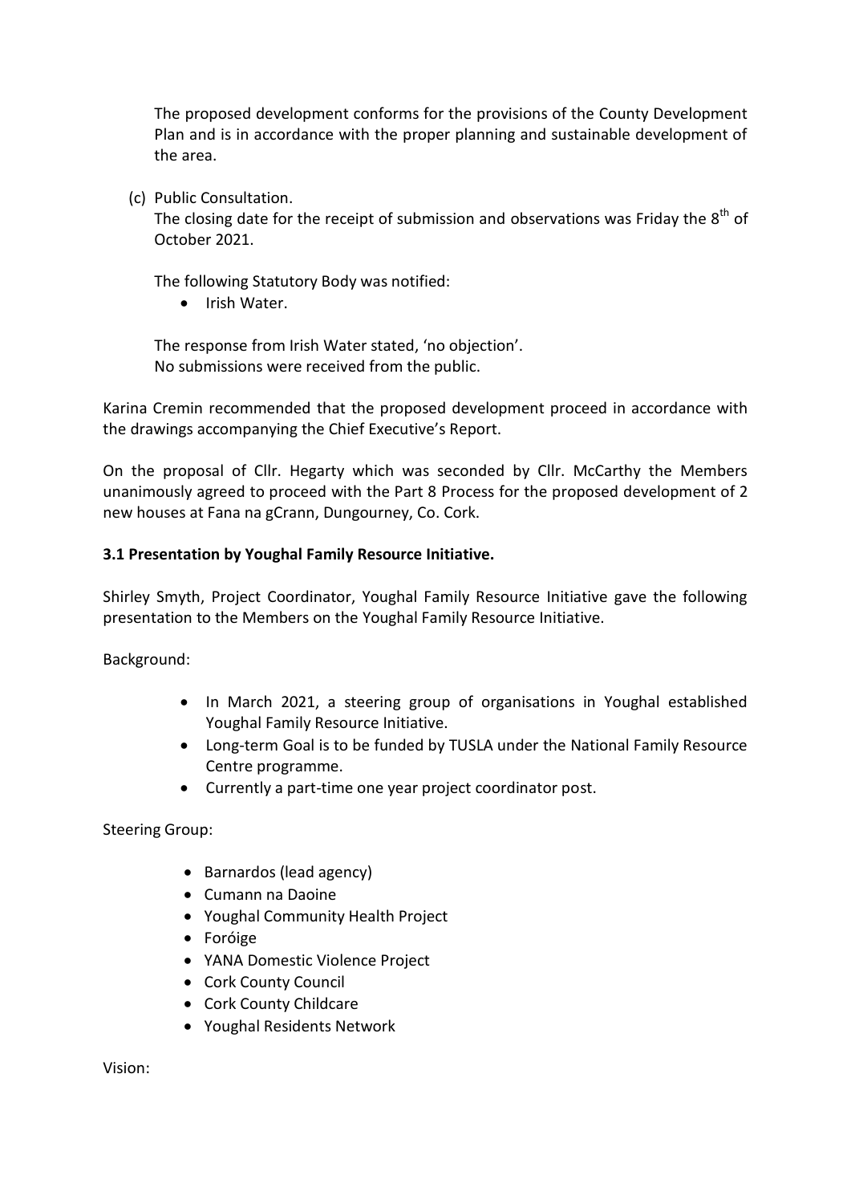The proposed development conforms for the provisions of the County Development Plan and is in accordance with the proper planning and sustainable development of the area.

(c) Public Consultation.
The closing date for the receipt of submission and observations was Friday the 8th of October 2021.

The following Statutory Body was notified:

- Irish Water.

The response from Irish Water stated, 'no objection'.
No submissions were received from the public.

Karina Cremin recommended that the proposed development proceed in accordance with the drawings accompanying the Chief Executive's Report.

On the proposal of Cllr. Hegarty which was seconded by Cllr. McCarthy the Members unanimously agreed to proceed with the Part 8 Process for the proposed development of 2 new houses at Fana na gCrann, Dungourney, Co. Cork.

**3.1 Presentation by Youghal Family Resource Initiative.**

Shirley Smyth, Project Coordinator, Youghal Family Resource Initiative gave the following presentation to the Members on the Youghal Family Resource Initiative.

Background:

- In March 2021, a steering group of organisations in Youghal established Youghal Family Resource Initiative.
- Long-term Goal is to be funded by TUSLA under the National Family Resource Centre programme.
- Currently a part-time one year project coordinator post.

Steering Group:

- Barnardos (lead agency)
- Cumann na Daoine
- Youghal Community Health Project
- Foróige
- YANA Domestic Violence Project
- Cork County Council
- Cork County Childcare
- Youghal Residents Network

Vision: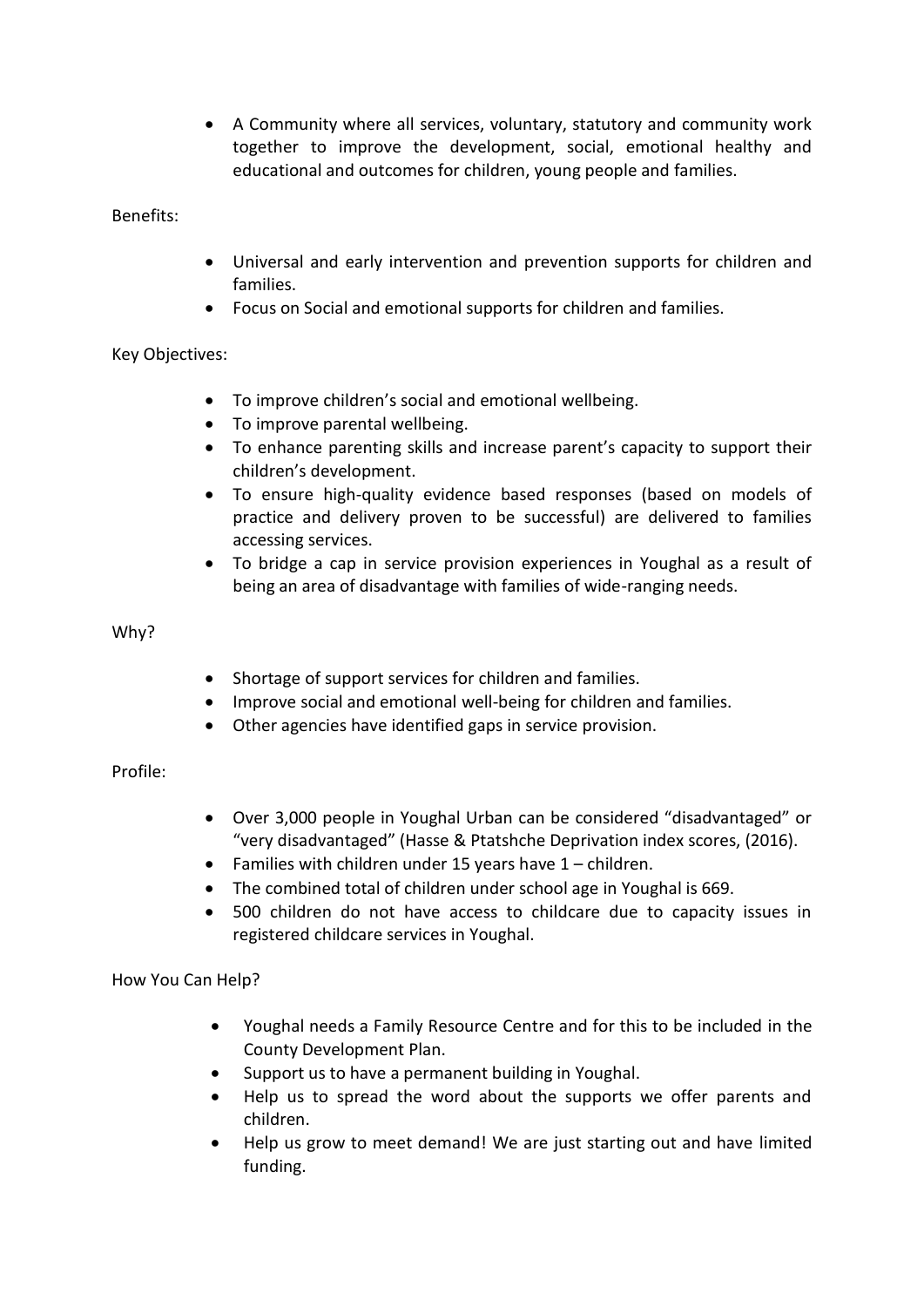- A Community where all services, voluntary, statutory and community work together to improve the development, social, emotional healthy and educational and outcomes for children, young people and families.

Benefits:

- Universal and early intervention and prevention supports for children and families.
- Focus on Social and emotional supports for children and families.

Key Objectives:

- To improve children's social and emotional wellbeing.
- To improve parental wellbeing.
- To enhance parenting skills and increase parent's capacity to support their children's development.
- To ensure high-quality evidence based responses (based on models of practice and delivery proven to be successful) are delivered to families accessing services.
- To bridge a cap in service provision experiences in Youghal as a result of being an area of disadvantage with families of wide-ranging needs.

Why?

- Shortage of support services for children and families.
- Improve social and emotional well-being for children and families.
- Other agencies have identified gaps in service provision.

Profile:

- Over 3,000 people in Youghal Urban can be considered "disadvantaged" or "very disadvantaged" (Hasse & Ptatshche Deprivation index scores, (2016).
- Families with children under 15 years have 1 – children.
- The combined total of children under school age in Youghal is 669.
- 500 children do not have access to childcare due to capacity issues in registered childcare services in Youghal.

How You Can Help?

- Youghal needs a Family Resource Centre and for this to be included in the County Development Plan.
- Support us to have a permanent building in Youghal.
- Help us to spread the word about the supports we offer parents and children.
- Help us grow to meet demand! We are just starting out and have limited funding.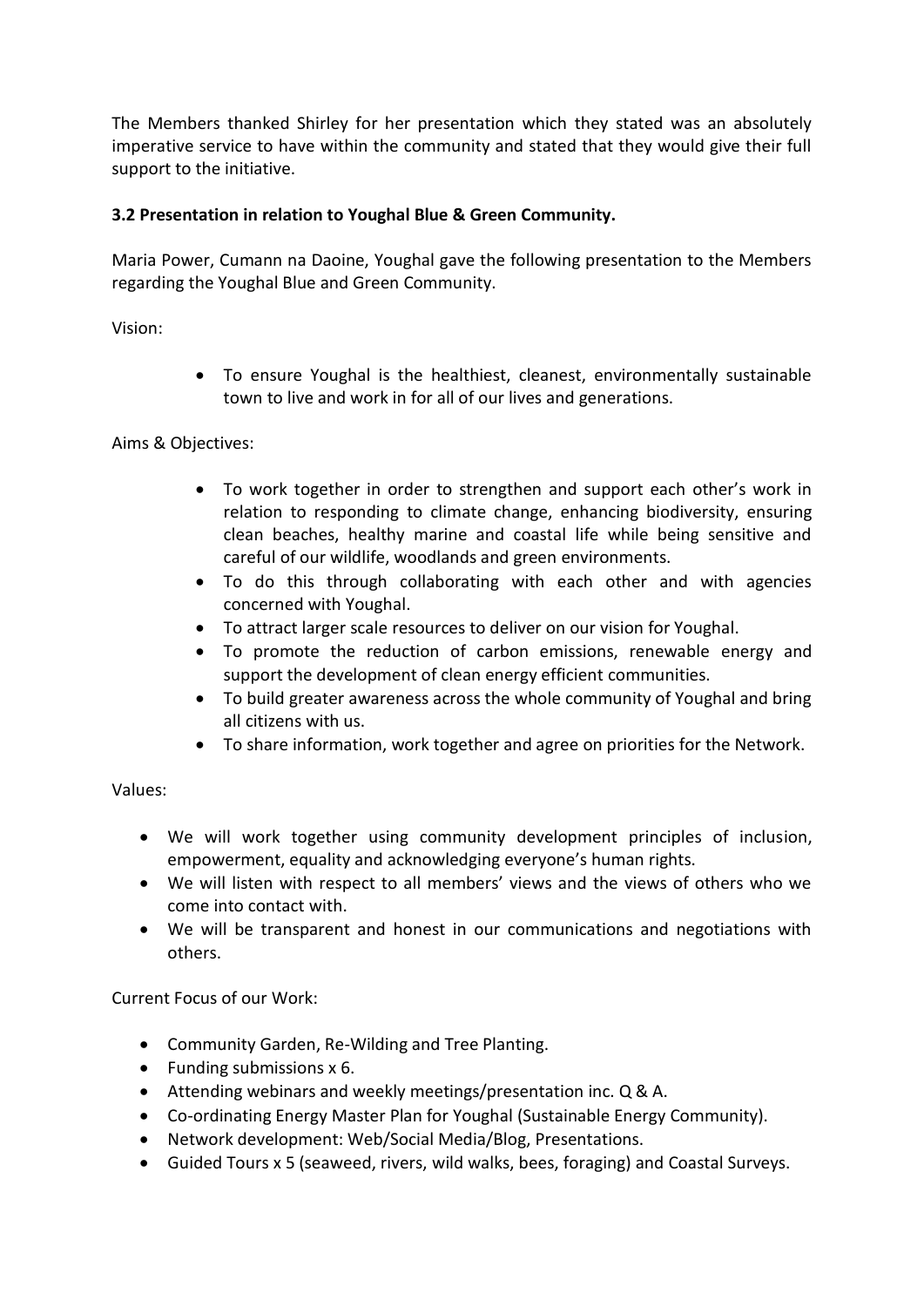The Members thanked Shirley for her presentation which they stated was an absolutely imperative service to have within the community and stated that they would give their full support to the initiative.

**3.2 Presentation in relation to Youghal Blue & Green Community.**

Maria Power, Cumann na Daoine, Youghal gave the following presentation to the Members regarding the Youghal Blue and Green Community.

Vision:

- To ensure Youghal is the healthiest, cleanest, environmentally sustainable town to live and work in for all of our lives and generations.

Aims & Objectives:

- To work together in order to strengthen and support each other's work in relation to responding to climate change, enhancing biodiversity, ensuring clean beaches, healthy marine and coastal life while being sensitive and careful of our wildlife, woodlands and green environments.
- To do this through collaborating with each other and with agencies concerned with Youghal.
- To attract larger scale resources to deliver on our vision for Youghal.
- To promote the reduction of carbon emissions, renewable energy and support the development of clean energy efficient communities.
- To build greater awareness across the whole community of Youghal and bring all citizens with us.
- To share information, work together and agree on priorities for the Network.

Values:

- We will work together using community development principles of inclusion, empowerment, equality and acknowledging everyone's human rights.
- We will listen with respect to all members' views and the views of others who we come into contact with.
- We will be transparent and honest in our communications and negotiations with others.

Current Focus of our Work:

- Community Garden, Re-Wilding and Tree Planting.
- Funding submissions x 6.
- Attending webinars and weekly meetings/presentation inc. Q & A.
- Co-ordinating Energy Master Plan for Youghal (Sustainable Energy Community).
- Network development: Web/Social Media/Blog, Presentations.
- Guided Tours x 5 (seaweed, rivers, wild walks, bees, foraging) and Coastal Surveys.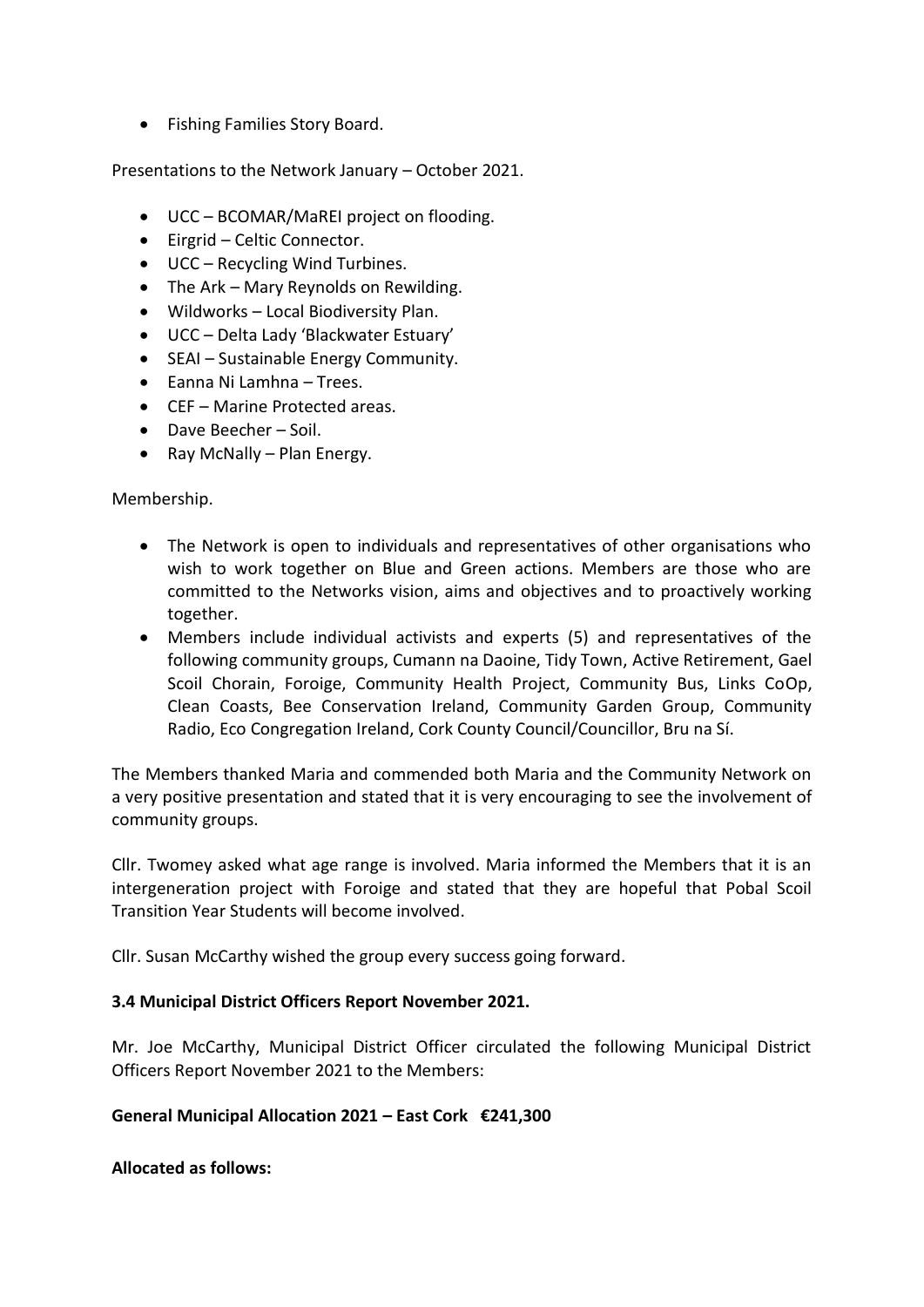- Fishing Families Story Board.

Presentations to the Network January – October 2021.

- UCC – BCOMAR/MaREI project on flooding.
- Eirgrid – Celtic Connector.
- UCC – Recycling Wind Turbines.
- The Ark – Mary Reynolds on Rewilding.
- Wildworks – Local Biodiversity Plan.
- UCC – Delta Lady 'Blackwater Estuary'
- SEAI – Sustainable Energy Community.
- Eanna Ni Lamhna – Trees.
- CEF – Marine Protected areas.
- Dave Beecher – Soil.
- Ray McNally – Plan Energy.

Membership.

- The Network is open to individuals and representatives of other organisations who wish to work together on Blue and Green actions. Members are those who are committed to the Networks vision, aims and objectives and to proactively working together.
- Members include individual activists and experts (5) and representatives of the following community groups, Cumann na Daoine, Tidy Town, Active Retirement, Gael Scoil Chorain, Foroige, Community Health Project, Community Bus, Links CoOp, Clean Coasts, Bee Conservation Ireland, Community Garden Group, Community Radio, Eco Congregation Ireland, Cork County Council/Councillor, Bru na Sí.

The Members thanked Maria and commended both Maria and the Community Network on a very positive presentation and stated that it is very encouraging to see the involvement of community groups.

Cllr. Twomey asked what age range is involved. Maria informed the Members that it is an intergeneration project with Foroige and stated that they are hopeful that Pobal Scoil Transition Year Students will become involved.

Cllr. Susan McCarthy wished the group every success going forward.

**3.4 Municipal District Officers Report November 2021.**

Mr. Joe McCarthy, Municipal District Officer circulated the following Municipal District Officers Report November 2021 to the Members:

**General Municipal Allocation 2021 – East Cork €241,300**

**Allocated as follows:**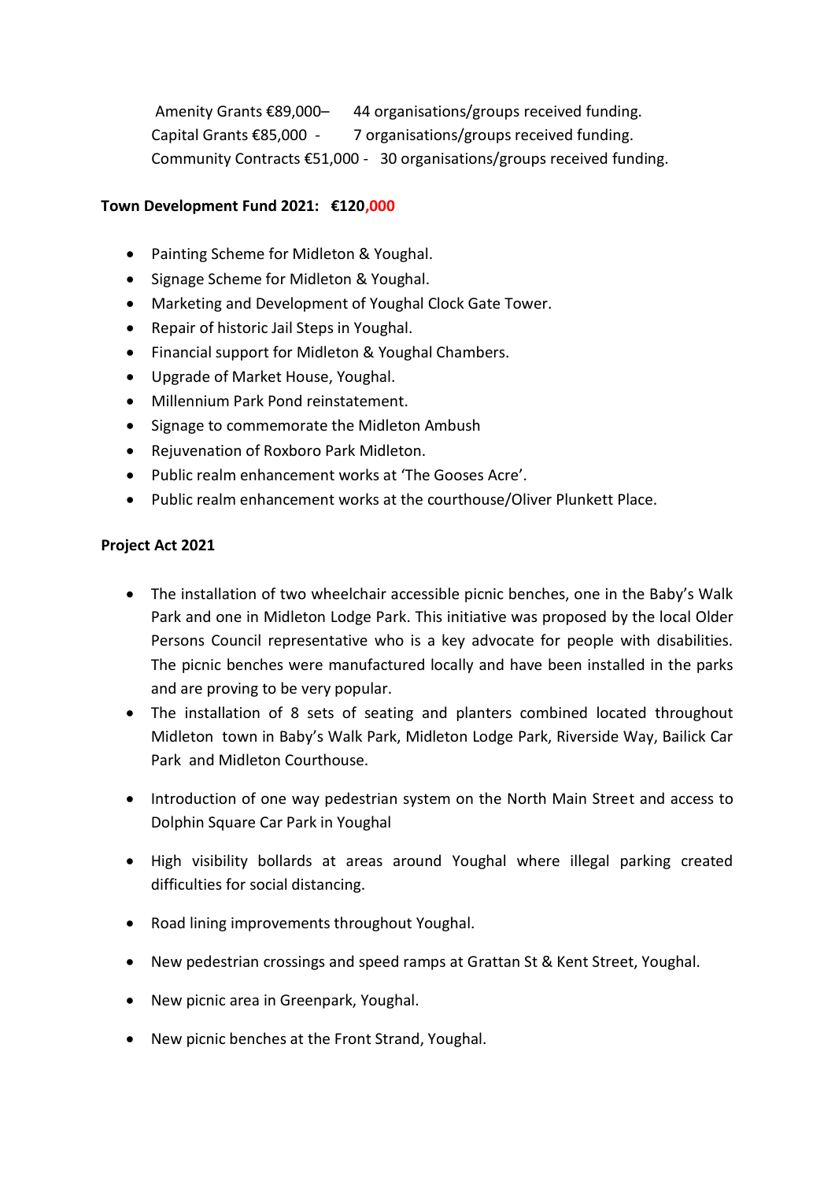Amenity Grants €89,000– 44 organisations/groups received funding.
Capital Grants €85,000 - 7 organisations/groups received funding.
Community Contracts €51,000 - 30 organisations/groups received funding.

**Town Development Fund 2021: €120,000**

- Painting Scheme for Midleton & Youghal.
- Signage Scheme for Midleton & Youghal.
- Marketing and Development of Youghal Clock Gate Tower.
- Repair of historic Jail Steps in Youghal.
- Financial support for Midleton & Youghal Chambers.
- Upgrade of Market House, Youghal.
- Millennium Park Pond reinstatement.
- Signage to commemorate the Midleton Ambush
- Rejuvenation of Roxboro Park Midleton.
- Public realm enhancement works at 'The Gooses Acre'.
- Public realm enhancement works at the courthouse/Oliver Plunkett Place.

**Project Act 2021**

- The installation of two wheelchair accessible picnic benches, one in the Baby's Walk Park and one in Midleton Lodge Park. This initiative was proposed by the local Older Persons Council representative who is a key advocate for people with disabilities. The picnic benches were manufactured locally and have been installed in the parks and are proving to be very popular.
- The installation of 8 sets of seating and planters combined located throughout Midleton town in Baby's Walk Park, Midleton Lodge Park, Riverside Way, Bailick Car Park and Midleton Courthouse.
- Introduction of one way pedestrian system on the North Main Street and access to Dolphin Square Car Park in Youghal
- High visibility bollards at areas around Youghal where illegal parking created difficulties for social distancing.
- Road lining improvements throughout Youghal.
- New pedestrian crossings and speed ramps at Grattan St & Kent Street, Youghal.
- New picnic area in Greenpark, Youghal.
- New picnic benches at the Front Strand, Youghal.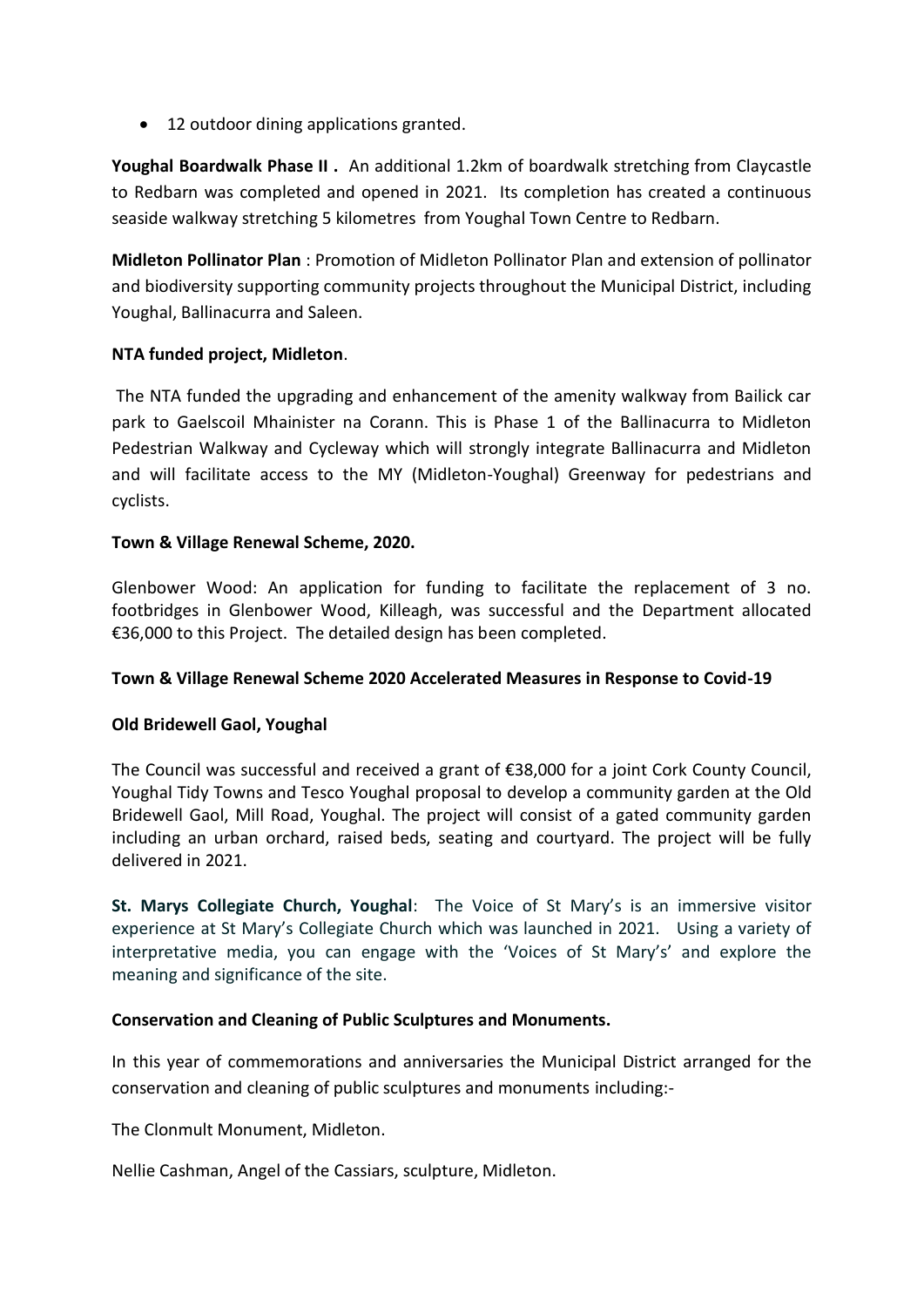- 12 outdoor dining applications granted.

**Youghal Boardwalk Phase II .** An additional 1.2km of boardwalk stretching from Claycastle to Redbarn was completed and opened in 2021. Its completion has created a continuous seaside walkway stretching 5 kilometres from Youghal Town Centre to Redbarn.

**Midleton Pollinator Plan** : Promotion of Midleton Pollinator Plan and extension of pollinator and biodiversity supporting community projects throughout the Municipal District, including Youghal, Ballinacurra and Saleen.

**NTA funded project, Midleton**.

The NTA funded the upgrading and enhancement of the amenity walkway from Bailick car park to Gaelscoil Mhainister na Corann. This is Phase 1 of the Ballinacurra to Midleton Pedestrian Walkway and Cycleway which will strongly integrate Ballinacurra and Midleton and will facilitate access to the MY (Midleton-Youghal) Greenway for pedestrians and cyclists.

**Town & Village Renewal Scheme, 2020.**

Glenbower Wood: An application for funding to facilitate the replacement of 3 no. footbridges in Glenbower Wood, Killeagh, was successful and the Department allocated €36,000 to this Project. The detailed design has been completed.

**Town & Village Renewal Scheme 2020 Accelerated Measures in Response to Covid-19**

**Old Bridewell Gaol, Youghal**

The Council was successful and received a grant of €38,000 for a joint Cork County Council, Youghal Tidy Towns and Tesco Youghal proposal to develop a community garden at the Old Bridewell Gaol, Mill Road, Youghal. The project will consist of a gated community garden including an urban orchard, raised beds, seating and courtyard. The project will be fully delivered in 2021.

**St. Marys Collegiate Church, Youghal**: The Voice of St Mary's is an immersive visitor experience at St Mary's Collegiate Church which was launched in 2021. Using a variety of interpretative media, you can engage with the 'Voices of St Mary's' and explore the meaning and significance of the site.

**Conservation and Cleaning of Public Sculptures and Monuments.**

In this year of commemorations and anniversaries the Municipal District arranged for the conservation and cleaning of public sculptures and monuments including:-

The Clonmult Monument, Midleton.

Nellie Cashman, Angel of the Cassiars, sculpture, Midleton.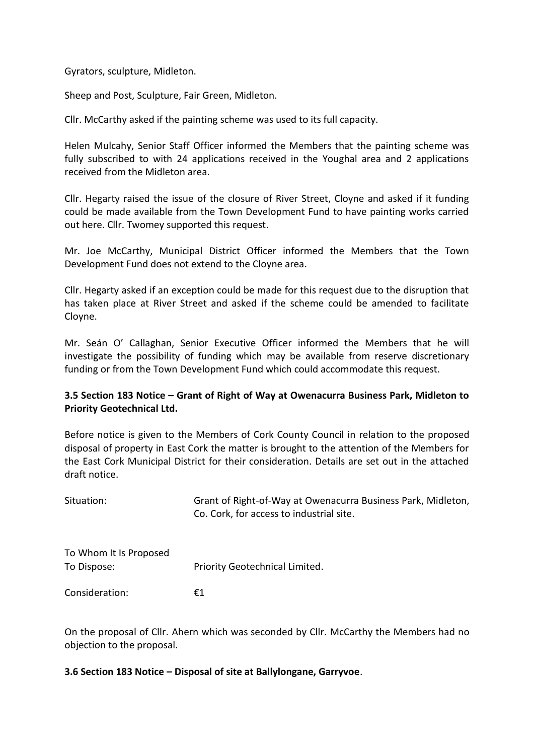Gyrators, sculpture, Midleton.

Sheep and Post, Sculpture, Fair Green, Midleton.

Cllr. McCarthy asked if the painting scheme was used to its full capacity.

Helen Mulcahy, Senior Staff Officer informed the Members that the painting scheme was fully subscribed to with 24 applications received in the Youghal area and 2 applications received from the Midleton area.

Cllr. Hegarty raised the issue of the closure of River Street, Cloyne and asked if it funding could be made available from the Town Development Fund to have painting works carried out here. Cllr. Twomey supported this request.

Mr. Joe McCarthy, Municipal District Officer informed the Members that the Town Development Fund does not extend to the Cloyne area.

Cllr. Hegarty asked if an exception could be made for this request due to the disruption that has taken place at River Street and asked if the scheme could be amended to facilitate Cloyne.

Mr. Seán O' Callaghan, Senior Executive Officer informed the Members that he will investigate the possibility of funding which may be available from reserve discretionary funding or from the Town Development Fund which could accommodate this request.

**3.5 Section 183 Notice – Grant of Right of Way at Owenacurra Business Park, Midleton to Priority Geotechnical Ltd.**

Before notice is given to the Members of Cork County Council in relation to the proposed disposal of property in East Cork the matter is brought to the attention of the Members for the East Cork Municipal District for their consideration. Details are set out in the attached draft notice.

| | |
|---|---|
| Situation: | Grant of Right-of-Way at Owenacurra Business Park, Midleton, Co. Cork, for access to industrial site. |
| To Whom It Is Proposed To Dispose: | Priority Geotechnical Limited. |
| Consideration: | €1 |

On the proposal of Cllr. Ahern which was seconded by Cllr. McCarthy the Members had no objection to the proposal.

**3.6 Section 183 Notice – Disposal of site at Ballylongane, Garryvoe**.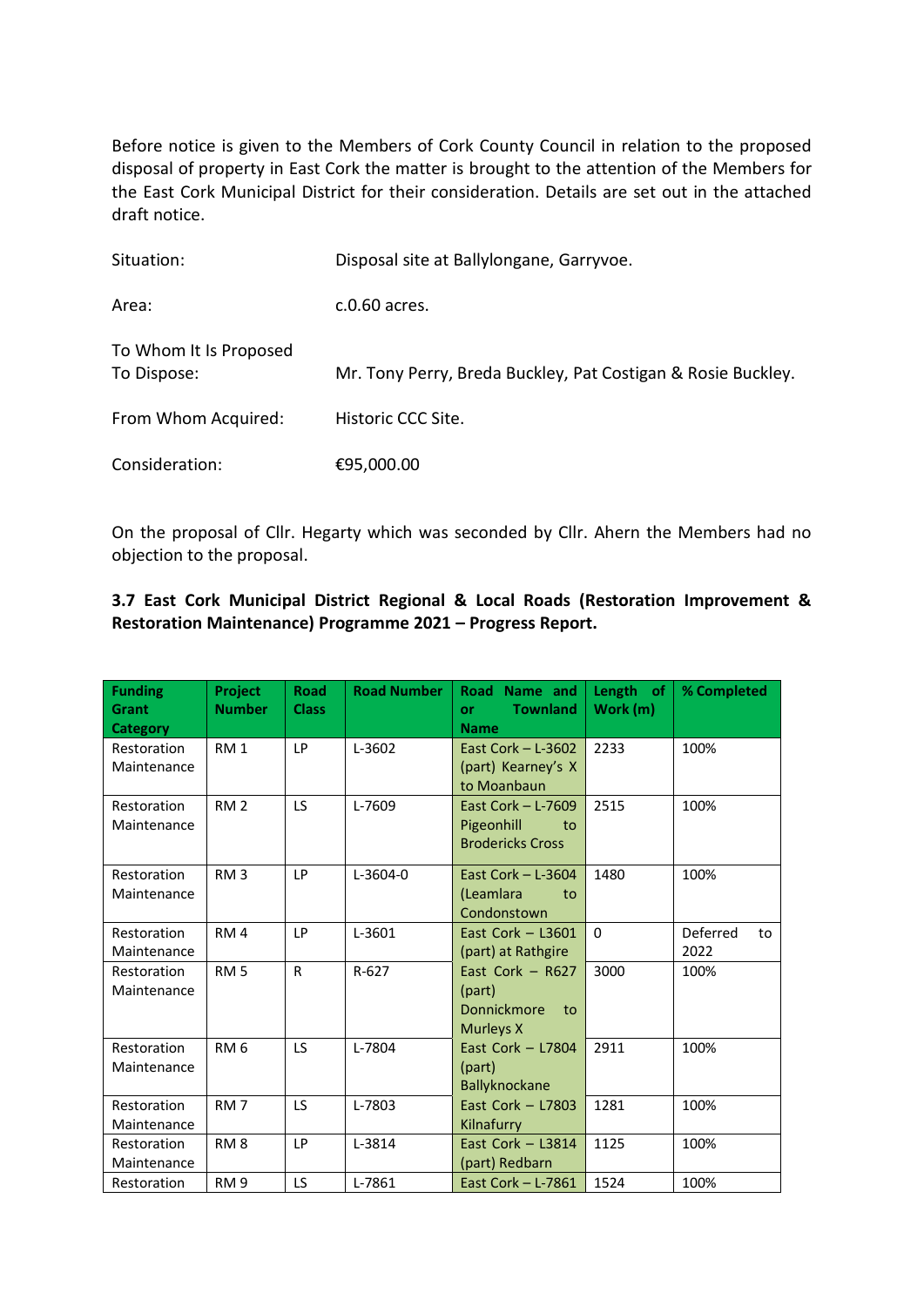Before notice is given to the Members of Cork County Council in relation to the proposed disposal of property in East Cork the matter is brought to the attention of the Members for the East Cork Municipal District for their consideration. Details are set out in the attached draft notice.

| | |
|---|---|
| Situation: | Disposal site at Ballylongane, Garryvoe. |
| Area: | c.0.60 acres. |
| To Whom It Is Proposed To Dispose: | Mr. Tony Perry, Breda Buckley, Pat Costigan & Rosie Buckley. |
| From Whom Acquired: | Historic CCC Site. |
| Consideration: | €95,000.00 |

On the proposal of Cllr. Hegarty which was seconded by Cllr. Ahern the Members had no objection to the proposal.

**3.7 East Cork Municipal District Regional & Local Roads (Restoration Improvement & Restoration Maintenance) Programme 2021 – Progress Report.**

| Funding Grant Category | Project Number | Road Class | Road Number | Road Name and or Townland Name | Length of Work (m) | % Completed |
|---|---|---|---|---|---|---|
| Restoration Maintenance | RM 1 | LP | L-3602 | East Cork – L-3602 (part) Kearney's X to Moanbaun | 2233 | 100% |
| Restoration Maintenance | RM 2 | LS | L-7609 | East Cork – L-7609 Pigeonhill to Brodericks Cross | 2515 | 100% |
| Restoration Maintenance | RM 3 | LP | L-3604-0 | East Cork – L-3604 (Leamlara to Condonstown | 1480 | 100% |
| Restoration Maintenance | RM 4 | LP | L-3601 | East Cork – L3601 (part) at Rathgire | 0 | Deferred to 2022 |
| Restoration Maintenance | RM 5 | R | R-627 | East Cork – R627 (part) Donnickmore to Murleys X | 3000 | 100% |
| Restoration Maintenance | RM 6 | LS | L-7804 | East Cork – L7804 (part) Ballyknockane | 2911 | 100% |
| Restoration Maintenance | RM 7 | LS | L-7803 | East Cork – L7803 Kilnafurry | 1281 | 100% |
| Restoration Maintenance | RM 8 | LP | L-3814 | East Cork – L3814 (part) Redbarn | 1125 | 100% |
| Restoration | RM 9 | LS | L-7861 | East Cork – L-7861 | 1524 | 100% |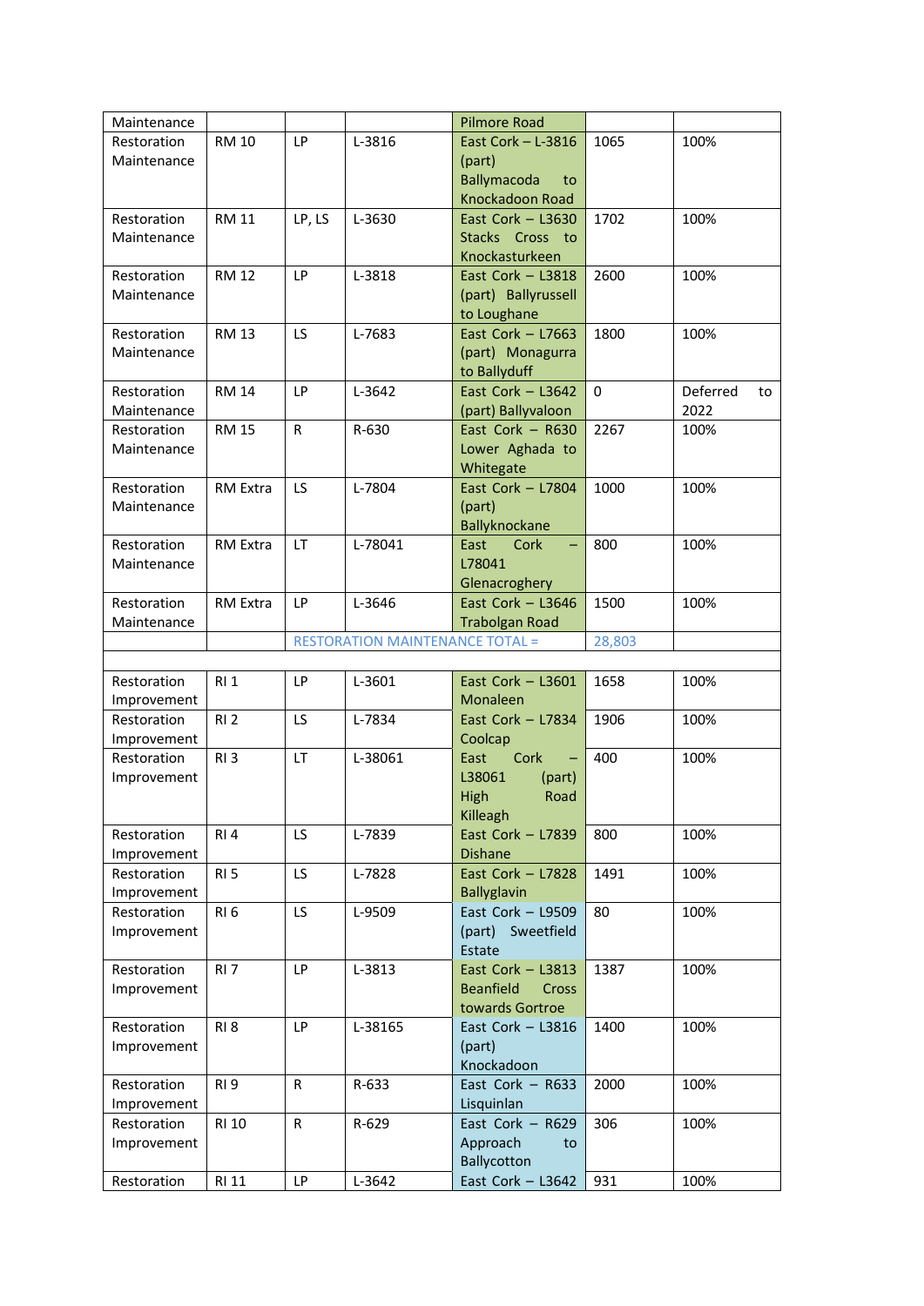| Maintenance | | | | Pilmore Road | | |
|---|---|---|---|---|---|---|
| Restoration Maintenance | RM 10 | LP | L-3816 | East Cork – L-3816 (part) Ballymacoda to Knockadoon Road | 1065 | 100% |
| Restoration Maintenance | RM 11 | LP, LS | L-3630 | East Cork – L3630 Stacks Cross to Knockasturkeen | 1702 | 100% |
| Restoration Maintenance | RM 12 | LP | L-3818 | East Cork – L3818 (part) Ballyrussell to Loughane | 2600 | 100% |
| Restoration Maintenance | RM 13 | LS | L-7683 | East Cork – L7663 (part) Monagurra to Ballyduff | 1800 | 100% |
| Restoration Maintenance | RM 14 | LP | L-3642 | East Cork – L3642 (part) Ballyvaloon | 0 | Deferred to 2022 |
| Restoration Maintenance | RM 15 | R | R-630 | East Cork – R630 Lower Aghada to Whitegate | 2267 | 100% |
| Restoration Maintenance | RM Extra | LS | L-7804 | East Cork – L7804 (part) Ballyknockane | 1000 | 100% |
| Restoration Maintenance | RM Extra | LT | L-78041 | East Cork – L78041 Glenacroghery | 800 | 100% |
| Restoration Maintenance | RM Extra | LP | L-3646 | East Cork – L3646 Trabolgan Road | 1500 | 100% |
| | | RESTORATION MAINTENANCE TOTAL = | | | 28,803 | |
| | | | | | | |
| Restoration Improvement | RI 1 | LP | L-3601 | East Cork – L3601 Monaleen | 1658 | 100% |
| Restoration Improvement | RI 2 | LS | L-7834 | East Cork – L7834 Coolcap | 1906 | 100% |
| Restoration Improvement | RI 3 | LT | L-38061 | East Cork – L38061 (part) High Road Killeagh | 400 | 100% |
| Restoration Improvement | RI 4 | LS | L-7839 | East Cork – L7839 Dishane | 800 | 100% |
| Restoration Improvement | RI 5 | LS | L-7828 | East Cork – L7828 Ballyglavin | 1491 | 100% |
| Restoration Improvement | RI 6 | LS | L-9509 | East Cork – L9509 (part) Sweetfield Estate | 80 | 100% |
| Restoration Improvement | RI 7 | LP | L-3813 | East Cork – L3813 Beanfield Cross towards Gortroe | 1387 | 100% |
| Restoration Improvement | RI 8 | LP | L-38165 | East Cork – L3816 (part) Knockadoon | 1400 | 100% |
| Restoration Improvement | RI 9 | R | R-633 | East Cork – R633 Lisquinlan | 2000 | 100% |
| Restoration Improvement | RI 10 | R | R-629 | East Cork – R629 Approach to Ballycotton | 306 | 100% |
| Restoration | RI 11 | LP | L-3642 | East Cork – L3642 | 931 | 100% |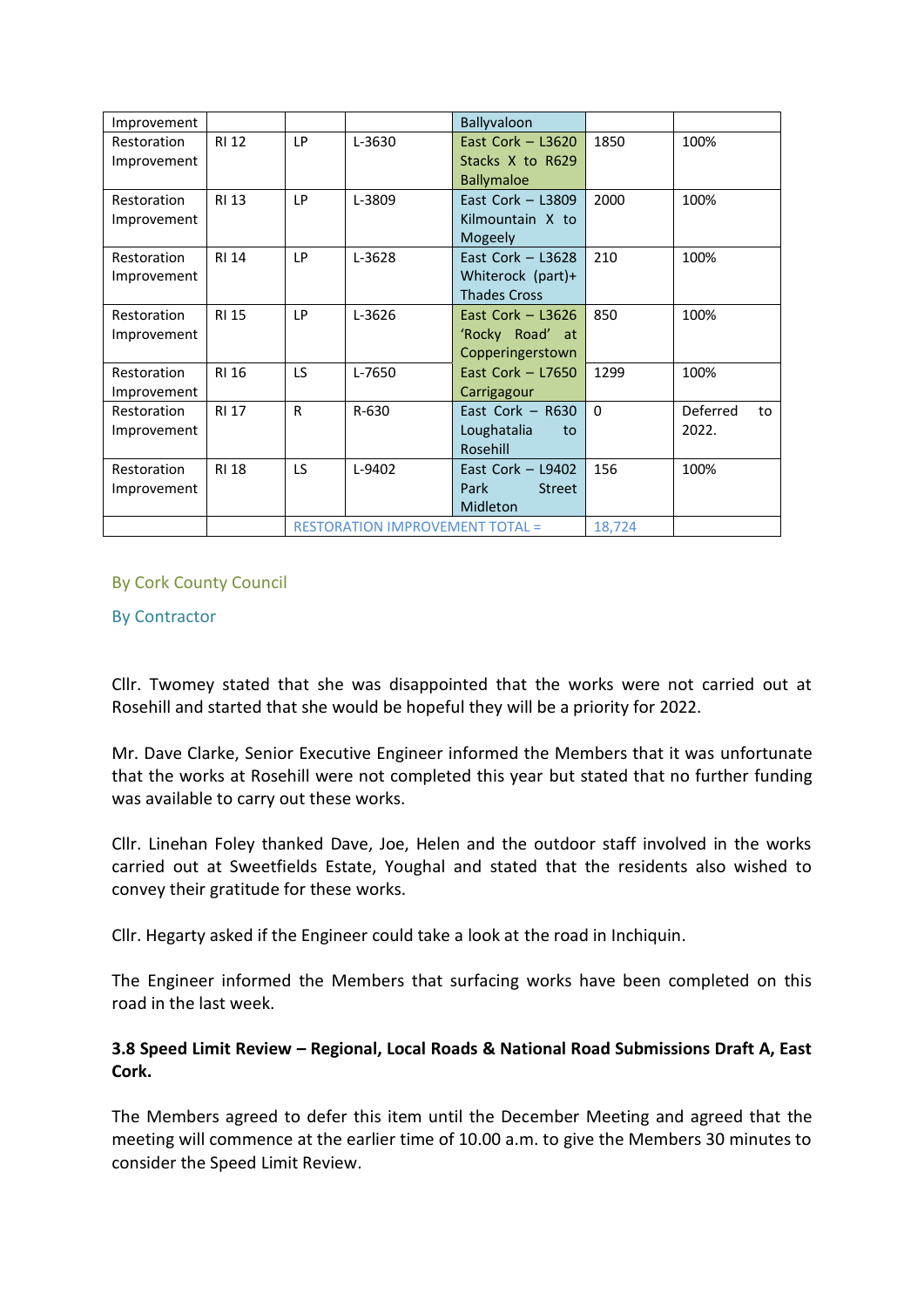| | | | | | | |
|---|---|---|---|---|---|---|
| Improvement | | | | Ballyvaloon | | |
| Restoration Improvement | RI 12 | LP | L-3630 | East Cork – L3620 Stacks X to R629 Ballymaloe | 1850 | 100% |
| Restoration Improvement | RI 13 | LP | L-3809 | East Cork – L3809 Kilmountain X to Mogeely | 2000 | 100% |
| Restoration Improvement | RI 14 | LP | L-3628 | East Cork – L3628 Whiterock (part)+ Thades Cross | 210 | 100% |
| Restoration Improvement | RI 15 | LP | L-3626 | East Cork – L3626 'Rocky Road' at Copperingerstown | 850 | 100% |
| Restoration Improvement | RI 16 | LS | L-7650 | East Cork – L7650 Carrigagour | 1299 | 100% |
| Restoration Improvement | RI 17 | R | R-630 | East Cork – R630 Loughatalia to Rosehill | 0 | Deferred to 2022. |
| Restoration Improvement | RI 18 | LS | L-9402 | East Cork – L9402 Park Street Midleton | 156 | 100% |
| | | RESTORATION IMPROVEMENT TOTAL = | | | 18,724 | |

By Cork County Council

By Contractor

Cllr. Twomey stated that she was disappointed that the works were not carried out at Rosehill and started that she would be hopeful they will be a priority for 2022.

Mr. Dave Clarke, Senior Executive Engineer informed the Members that it was unfortunate that the works at Rosehill were not completed this year but stated that no further funding was available to carry out these works.

Cllr. Linehan Foley thanked Dave, Joe, Helen and the outdoor staff involved in the works carried out at Sweetfields Estate, Youghal and stated that the residents also wished to convey their gratitude for these works.

Cllr. Hegarty asked if the Engineer could take a look at the road in Inchiquin.

The Engineer informed the Members that surfacing works have been completed on this road in the last week.

**3.8 Speed Limit Review – Regional, Local Roads & National Road Submissions Draft A, East Cork.**

The Members agreed to defer this item until the December Meeting and agreed that the meeting will commence at the earlier time of 10.00 a.m. to give the Members 30 minutes to consider the Speed Limit Review.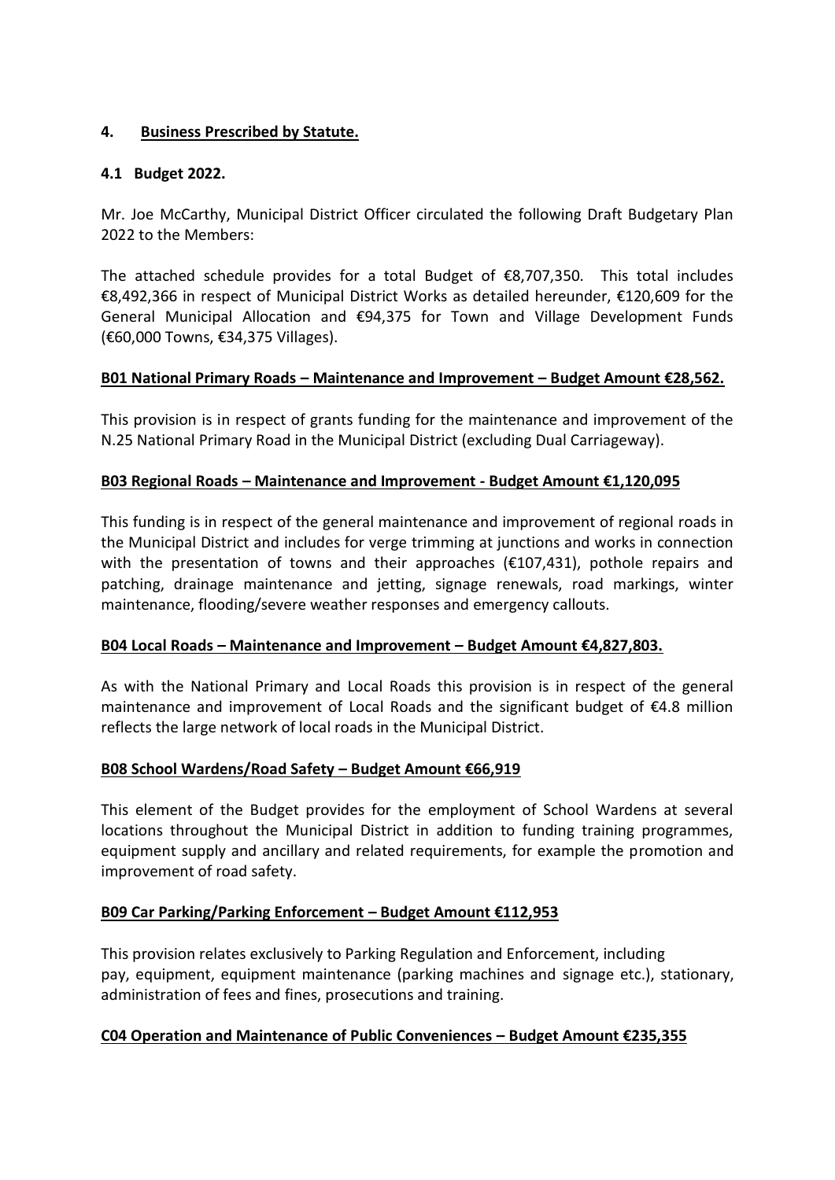## 4. Business Prescribed by Statute.

### 4.1 Budget 2022.

Mr. Joe McCarthy, Municipal District Officer circulated the following Draft Budgetary Plan 2022 to the Members:

The attached schedule provides for a total Budget of €8,707,350. This total includes €8,492,366 in respect of Municipal District Works as detailed hereunder, €120,609 for the General Municipal Allocation and €94,375 for Town and Village Development Funds (€60,000 Towns, €34,375 Villages).

**B01 National Primary Roads – Maintenance and Improvement – Budget Amount €28,562.**

This provision is in respect of grants funding for the maintenance and improvement of the N.25 National Primary Road in the Municipal District (excluding Dual Carriageway).

**B03 Regional Roads – Maintenance and Improvement - Budget Amount €1,120,095**

This funding is in respect of the general maintenance and improvement of regional roads in the Municipal District and includes for verge trimming at junctions and works in connection with the presentation of towns and their approaches (€107,431), pothole repairs and patching, drainage maintenance and jetting, signage renewals, road markings, winter maintenance, flooding/severe weather responses and emergency callouts.

**B04 Local Roads – Maintenance and Improvement – Budget Amount €4,827,803.**

As with the National Primary and Local Roads this provision is in respect of the general maintenance and improvement of Local Roads and the significant budget of €4.8 million reflects the large network of local roads in the Municipal District.

**B08 School Wardens/Road Safety – Budget Amount €66,919**

This element of the Budget provides for the employment of School Wardens at several locations throughout the Municipal District in addition to funding training programmes, equipment supply and ancillary and related requirements, for example the promotion and improvement of road safety.

**B09 Car Parking/Parking Enforcement – Budget Amount €112,953**

This provision relates exclusively to Parking Regulation and Enforcement, including pay, equipment, equipment maintenance (parking machines and signage etc.), stationary, administration of fees and fines, prosecutions and training.

**C04 Operation and Maintenance of Public Conveniences – Budget Amount €235,355**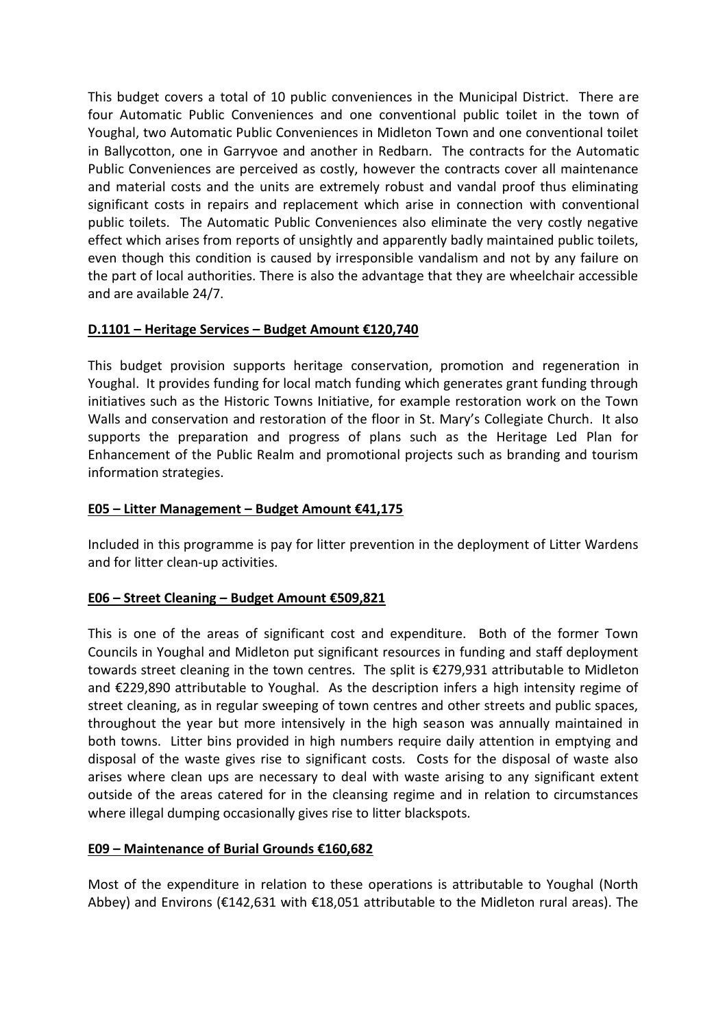This budget covers a total of 10 public conveniences in the Municipal District. There are four Automatic Public Conveniences and one conventional public toilet in the town of Youghal, two Automatic Public Conveniences in Midleton Town and one conventional toilet in Ballycotton, one in Garryvoe and another in Redbarn. The contracts for the Automatic Public Conveniences are perceived as costly, however the contracts cover all maintenance and material costs and the units are extremely robust and vandal proof thus eliminating significant costs in repairs and replacement which arise in connection with conventional public toilets. The Automatic Public Conveniences also eliminate the very costly negative effect which arises from reports of unsightly and apparently badly maintained public toilets, even though this condition is caused by irresponsible vandalism and not by any failure on the part of local authorities. There is also the advantage that they are wheelchair accessible and are available 24/7.

**D.1101 – Heritage Services – Budget Amount €120,740**

This budget provision supports heritage conservation, promotion and regeneration in Youghal. It provides funding for local match funding which generates grant funding through initiatives such as the Historic Towns Initiative, for example restoration work on the Town Walls and conservation and restoration of the floor in St. Mary's Collegiate Church. It also supports the preparation and progress of plans such as the Heritage Led Plan for Enhancement of the Public Realm and promotional projects such as branding and tourism information strategies.

**E05 – Litter Management – Budget Amount €41,175**

Included in this programme is pay for litter prevention in the deployment of Litter Wardens and for litter clean-up activities.

**E06 – Street Cleaning – Budget Amount €509,821**

This is one of the areas of significant cost and expenditure. Both of the former Town Councils in Youghal and Midleton put significant resources in funding and staff deployment towards street cleaning in the town centres. The split is €279,931 attributable to Midleton and €229,890 attributable to Youghal. As the description infers a high intensity regime of street cleaning, as in regular sweeping of town centres and other streets and public spaces, throughout the year but more intensively in the high season was annually maintained in both towns. Litter bins provided in high numbers require daily attention in emptying and disposal of the waste gives rise to significant costs. Costs for the disposal of waste also arises where clean ups are necessary to deal with waste arising to any significant extent outside of the areas catered for in the cleansing regime and in relation to circumstances where illegal dumping occasionally gives rise to litter blackspots.

**E09 – Maintenance of Burial Grounds €160,682**

Most of the expenditure in relation to these operations is attributable to Youghal (North Abbey) and Environs (€142,631 with €18,051 attributable to the Midleton rural areas). The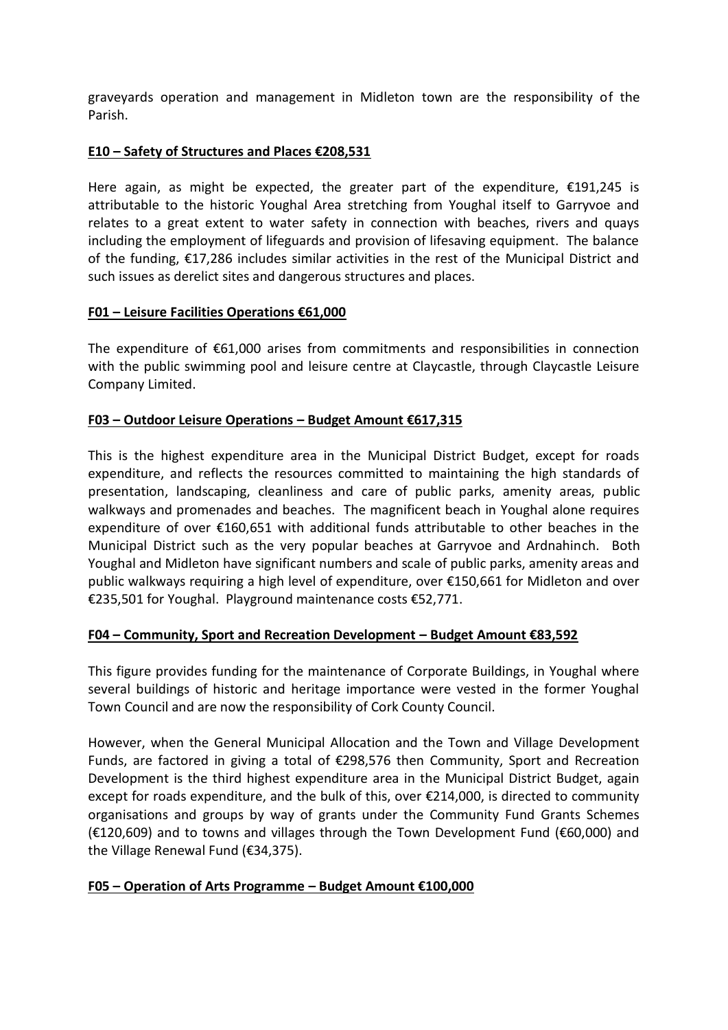graveyards operation and management in Midleton town are the responsibility of the Parish.

**E10 – Safety of Structures and Places €208,531**

Here again, as might be expected, the greater part of the expenditure, €191,245 is attributable to the historic Youghal Area stretching from Youghal itself to Garryvoe and relates to a great extent to water safety in connection with beaches, rivers and quays including the employment of lifeguards and provision of lifesaving equipment. The balance of the funding, €17,286 includes similar activities in the rest of the Municipal District and such issues as derelict sites and dangerous structures and places.

**F01 – Leisure Facilities Operations €61,000**

The expenditure of €61,000 arises from commitments and responsibilities in connection with the public swimming pool and leisure centre at Claycastle, through Claycastle Leisure Company Limited.

**F03 – Outdoor Leisure Operations – Budget Amount €617,315**

This is the highest expenditure area in the Municipal District Budget, except for roads expenditure, and reflects the resources committed to maintaining the high standards of presentation, landscaping, cleanliness and care of public parks, amenity areas, public walkways and promenades and beaches. The magnificent beach in Youghal alone requires expenditure of over €160,651 with additional funds attributable to other beaches in the Municipal District such as the very popular beaches at Garryvoe and Ardnahinch. Both Youghal and Midleton have significant numbers and scale of public parks, amenity areas and public walkways requiring a high level of expenditure, over €150,661 for Midleton and over €235,501 for Youghal. Playground maintenance costs €52,771.

**F04 – Community, Sport and Recreation Development – Budget Amount €83,592**

This figure provides funding for the maintenance of Corporate Buildings, in Youghal where several buildings of historic and heritage importance were vested in the former Youghal Town Council and are now the responsibility of Cork County Council.

However, when the General Municipal Allocation and the Town and Village Development Funds, are factored in giving a total of €298,576 then Community, Sport and Recreation Development is the third highest expenditure area in the Municipal District Budget, again except for roads expenditure, and the bulk of this, over €214,000, is directed to community organisations and groups by way of grants under the Community Fund Grants Schemes (€120,609) and to towns and villages through the Town Development Fund (€60,000) and the Village Renewal Fund (€34,375).

**F05 – Operation of Arts Programme – Budget Amount €100,000**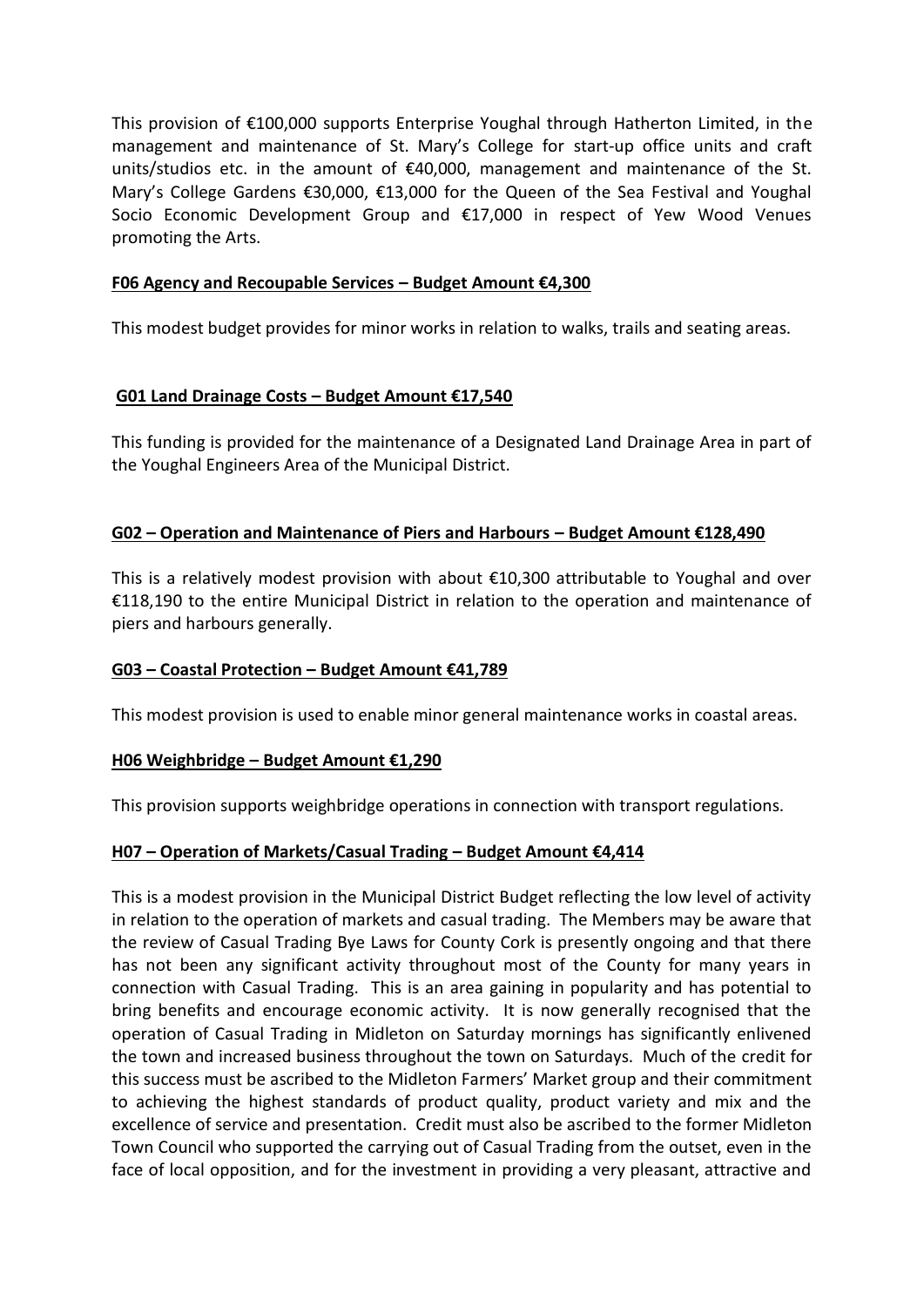This provision of €100,000 supports Enterprise Youghal through Hatherton Limited, in the management and maintenance of St. Mary's College for start-up office units and craft units/studios etc. in the amount of €40,000, management and maintenance of the St. Mary's College Gardens €30,000, €13,000 for the Queen of the Sea Festival and Youghal Socio Economic Development Group and €17,000 in respect of Yew Wood Venues promoting the Arts.

**F06 Agency and Recoupable Services – Budget Amount €4,300**

This modest budget provides for minor works in relation to walks, trails and seating areas.

**G01 Land Drainage Costs – Budget Amount €17,540**

This funding is provided for the maintenance of a Designated Land Drainage Area in part of the Youghal Engineers Area of the Municipal District.

**G02 – Operation and Maintenance of Piers and Harbours – Budget Amount €128,490**

This is a relatively modest provision with about €10,300 attributable to Youghal and over €118,190 to the entire Municipal District in relation to the operation and maintenance of piers and harbours generally.

**G03 – Coastal Protection – Budget Amount €41,789**

This modest provision is used to enable minor general maintenance works in coastal areas.

**H06 Weighbridge – Budget Amount €1,290**

This provision supports weighbridge operations in connection with transport regulations.

**H07 – Operation of Markets/Casual Trading – Budget Amount €4,414**

This is a modest provision in the Municipal District Budget reflecting the low level of activity in relation to the operation of markets and casual trading. The Members may be aware that the review of Casual Trading Bye Laws for County Cork is presently ongoing and that there has not been any significant activity throughout most of the County for many years in connection with Casual Trading. This is an area gaining in popularity and has potential to bring benefits and encourage economic activity. It is now generally recognised that the operation of Casual Trading in Midleton on Saturday mornings has significantly enlivened the town and increased business throughout the town on Saturdays. Much of the credit for this success must be ascribed to the Midleton Farmers' Market group and their commitment to achieving the highest standards of product quality, product variety and mix and the excellence of service and presentation. Credit must also be ascribed to the former Midleton Town Council who supported the carrying out of Casual Trading from the outset, even in the face of local opposition, and for the investment in providing a very pleasant, attractive and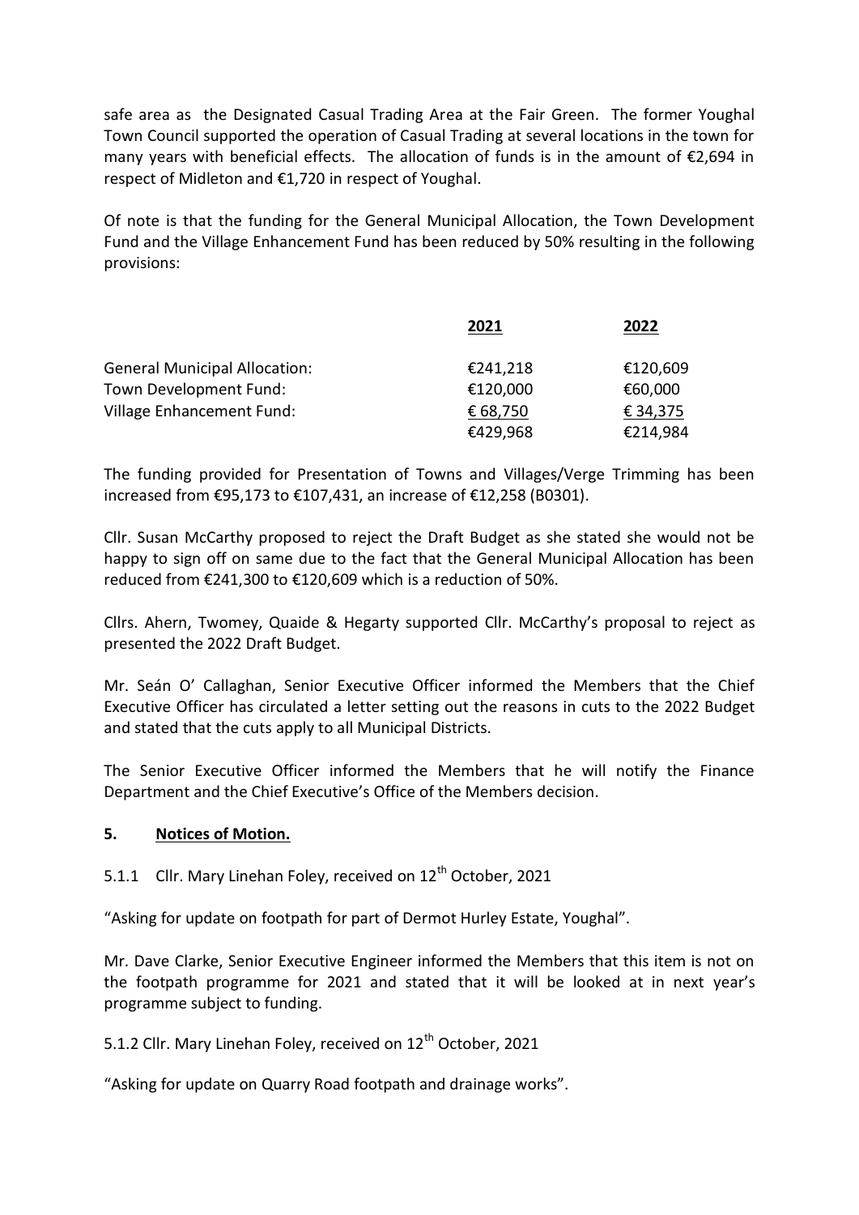safe area as the Designated Casual Trading Area at the Fair Green. The former Youghal Town Council supported the operation of Casual Trading at several locations in the town for many years with beneficial effects. The allocation of funds is in the amount of €2,694 in respect of Midleton and €1,720 in respect of Youghal.

Of note is that the funding for the General Municipal Allocation, the Town Development Fund and the Village Enhancement Fund has been reduced by 50% resulting in the following provisions:

| | **2021** | **2022** |
|---|---|---|
| General Municipal Allocation: | €241,218 | €120,609 |
| Town Development Fund: | €120,000 | €60,000 |
| Village Enhancement Fund: | € 68,750 | € 34,375 |
| | €429,968 | €214,984 |

The funding provided for Presentation of Towns and Villages/Verge Trimming has been increased from €95,173 to €107,431, an increase of €12,258 (B0301).

Cllr. Susan McCarthy proposed to reject the Draft Budget as she stated she would not be happy to sign off on same due to the fact that the General Municipal Allocation has been reduced from €241,300 to €120,609 which is a reduction of 50%.

Cllrs. Ahern, Twomey, Quaide & Hegarty supported Cllr. McCarthy's proposal to reject as presented the 2022 Draft Budget.

Mr. Seán O' Callaghan, Senior Executive Officer informed the Members that the Chief Executive Officer has circulated a letter setting out the reasons in cuts to the 2022 Budget and stated that the cuts apply to all Municipal Districts.

The Senior Executive Officer informed the Members that he will notify the Finance Department and the Chief Executive's Office of the Members decision.

## 5. Notices of Motion.

5.1.1 Cllr. Mary Linehan Foley, received on 12th October, 2021

"Asking for update on footpath for part of Dermot Hurley Estate, Youghal".

Mr. Dave Clarke, Senior Executive Engineer informed the Members that this item is not on the footpath programme for 2021 and stated that it will be looked at in next year's programme subject to funding.

5.1.2 Cllr. Mary Linehan Foley, received on 12th October, 2021

"Asking for update on Quarry Road footpath and drainage works".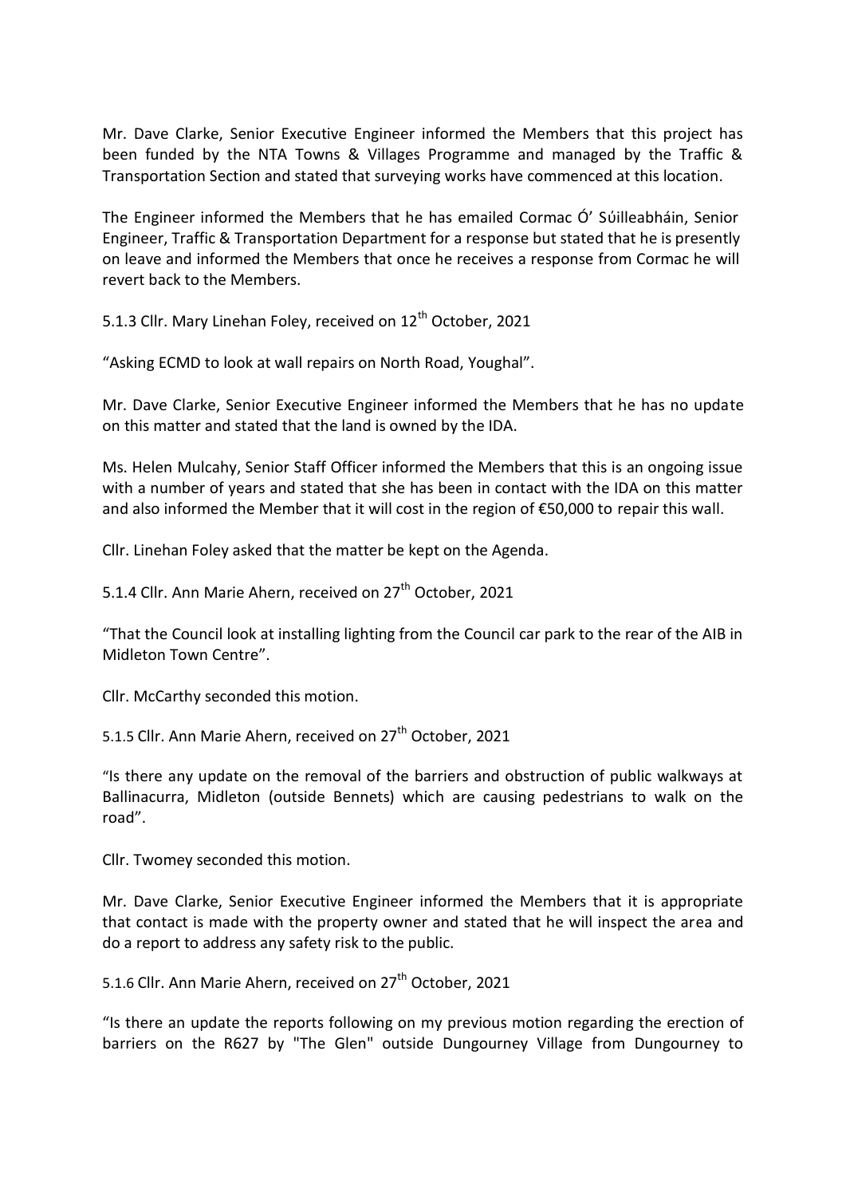Mr. Dave Clarke, Senior Executive Engineer informed the Members that this project has been funded by the NTA Towns & Villages Programme and managed by the Traffic & Transportation Section and stated that surveying works have commenced at this location.

The Engineer informed the Members that he has emailed Cormac Ó' Súilleabháin, Senior Engineer, Traffic & Transportation Department for a response but stated that he is presently on leave and informed the Members that once he receives a response from Cormac he will revert back to the Members.

5.1.3 Cllr. Mary Linehan Foley, received on 12th October, 2021

"Asking ECMD to look at wall repairs on North Road, Youghal".

Mr. Dave Clarke, Senior Executive Engineer informed the Members that he has no update on this matter and stated that the land is owned by the IDA.

Ms. Helen Mulcahy, Senior Staff Officer informed the Members that this is an ongoing issue with a number of years and stated that she has been in contact with the IDA on this matter and also informed the Member that it will cost in the region of €50,000 to repair this wall.

Cllr. Linehan Foley asked that the matter be kept on the Agenda.

5.1.4 Cllr. Ann Marie Ahern, received on 27th October, 2021

"That the Council look at installing lighting from the Council car park to the rear of the AIB in Midleton Town Centre".

Cllr. McCarthy seconded this motion.

5.1.5 Cllr. Ann Marie Ahern, received on 27th October, 2021

"Is there any update on the removal of the barriers and obstruction of public walkways at Ballinacurra, Midleton (outside Bennets) which are causing pedestrians to walk on the road".

Cllr. Twomey seconded this motion.

Mr. Dave Clarke, Senior Executive Engineer informed the Members that it is appropriate that contact is made with the property owner and stated that he will inspect the area and do a report to address any safety risk to the public.

5.1.6 Cllr. Ann Marie Ahern, received on 27th October, 2021

"Is there an update the reports following on my previous motion regarding the erection of barriers on the R627 by "The Glen" outside Dungourney Village from Dungourney to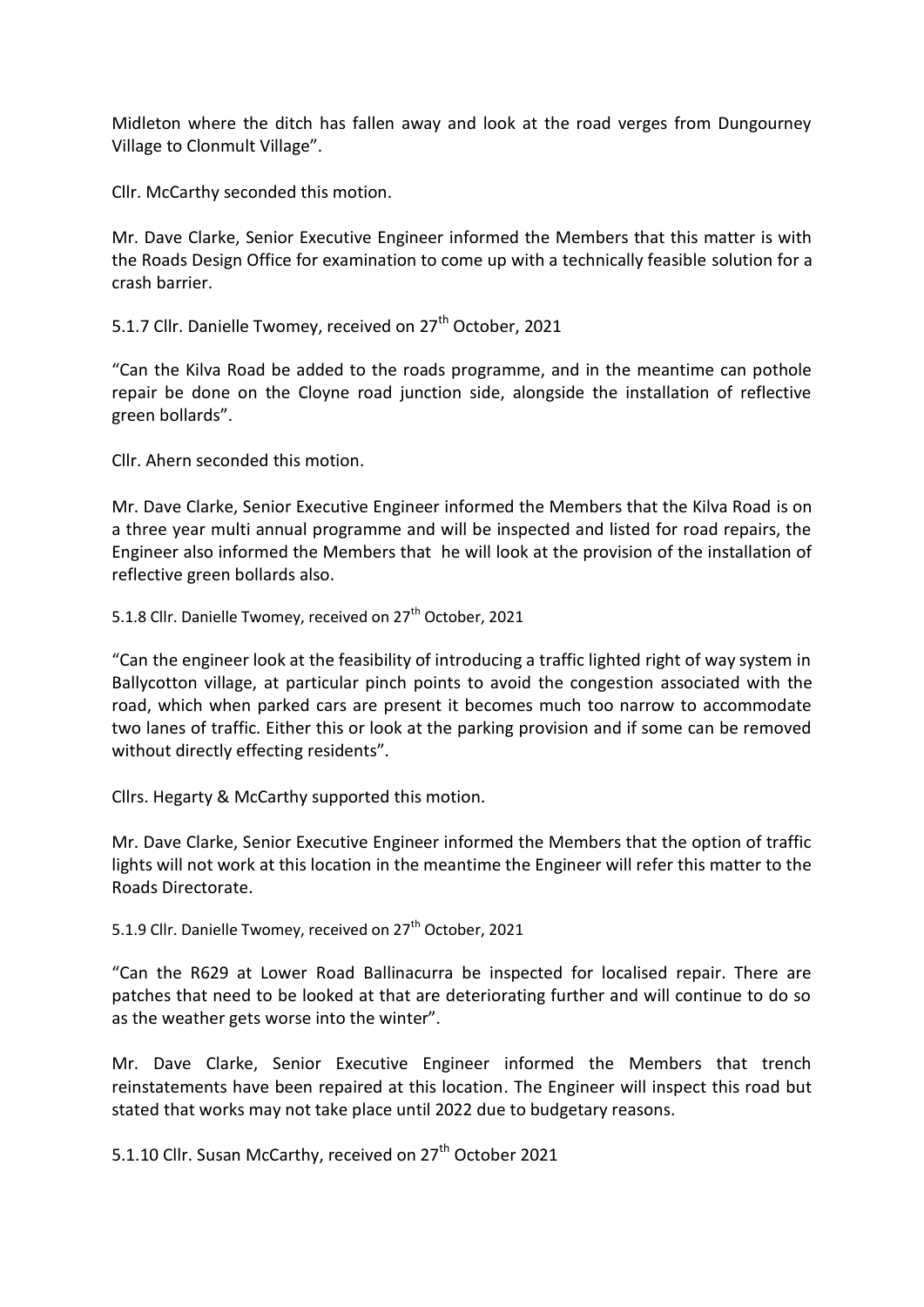Midleton where the ditch has fallen away and look at the road verges from Dungourney Village to Clonmult Village".

Cllr. McCarthy seconded this motion.

Mr. Dave Clarke, Senior Executive Engineer informed the Members that this matter is with the Roads Design Office for examination to come up with a technically feasible solution for a crash barrier.

5.1.7 Cllr. Danielle Twomey, received on 27th October, 2021

"Can the Kilva Road be added to the roads programme, and in the meantime can pothole repair be done on the Cloyne road junction side, alongside the installation of reflective green bollards".

Cllr. Ahern seconded this motion.

Mr. Dave Clarke, Senior Executive Engineer informed the Members that the Kilva Road is on a three year multi annual programme and will be inspected and listed for road repairs, the Engineer also informed the Members that he will look at the provision of the installation of reflective green bollards also.

5.1.8 Cllr. Danielle Twomey, received on 27th October, 2021

"Can the engineer look at the feasibility of introducing a traffic lighted right of way system in Ballycotton village, at particular pinch points to avoid the congestion associated with the road, which when parked cars are present it becomes much too narrow to accommodate two lanes of traffic. Either this or look at the parking provision and if some can be removed without directly effecting residents".

Cllrs. Hegarty & McCarthy supported this motion.

Mr. Dave Clarke, Senior Executive Engineer informed the Members that the option of traffic lights will not work at this location in the meantime the Engineer will refer this matter to the Roads Directorate.

5.1.9 Cllr. Danielle Twomey, received on 27th October, 2021

"Can the R629 at Lower Road Ballinacurra be inspected for localised repair. There are patches that need to be looked at that are deteriorating further and will continue to do so as the weather gets worse into the winter".

Mr. Dave Clarke, Senior Executive Engineer informed the Members that trench reinstatements have been repaired at this location. The Engineer will inspect this road but stated that works may not take place until 2022 due to budgetary reasons.

5.1.10 Cllr. Susan McCarthy, received on 27th October 2021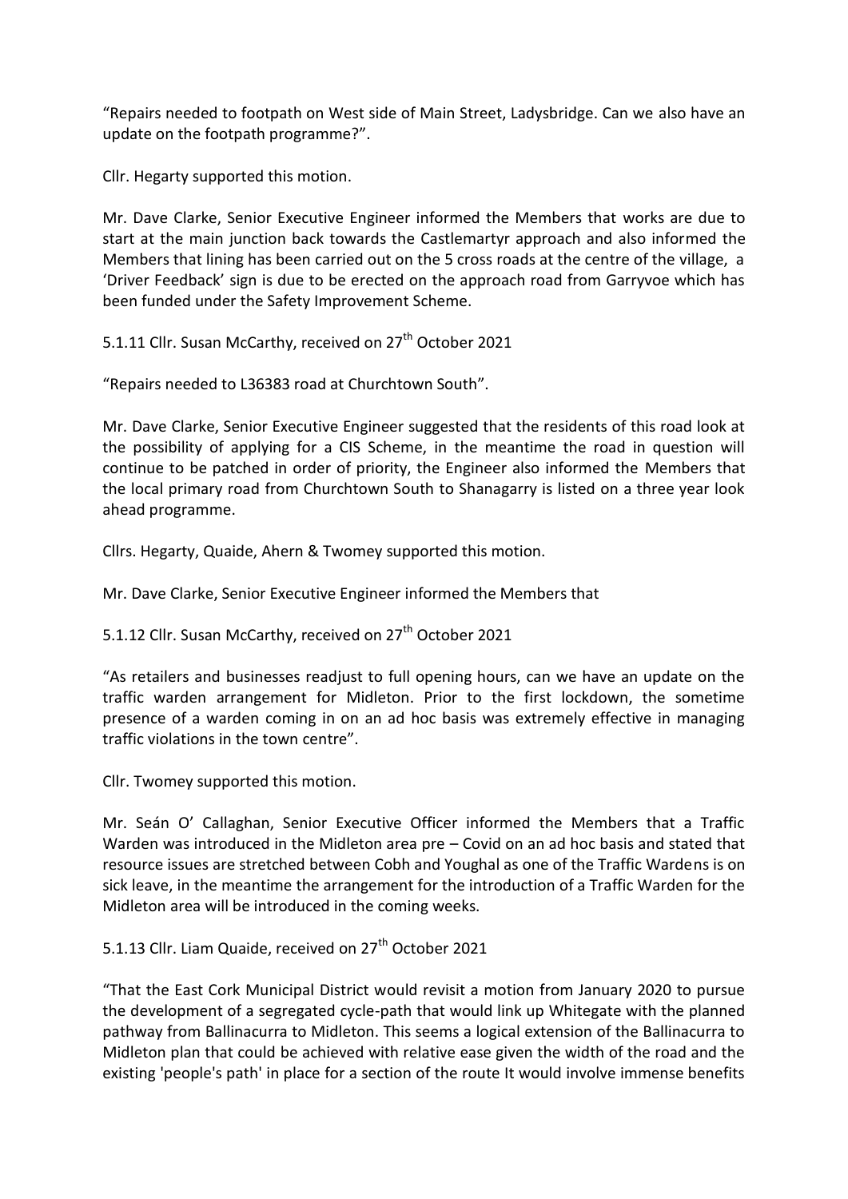"Repairs needed to footpath on West side of Main Street, Ladysbridge. Can we also have an update on the footpath programme?".

Cllr. Hegarty supported this motion.

Mr. Dave Clarke, Senior Executive Engineer informed the Members that works are due to start at the main junction back towards the Castlemartyr approach and also informed the Members that lining has been carried out on the 5 cross roads at the centre of the village, a 'Driver Feedback' sign is due to be erected on the approach road from Garryvoe which has been funded under the Safety Improvement Scheme.

5.1.11 Cllr. Susan McCarthy, received on 27th October 2021

"Repairs needed to L36383 road at Churchtown South".

Mr. Dave Clarke, Senior Executive Engineer suggested that the residents of this road look at the possibility of applying for a CIS Scheme, in the meantime the road in question will continue to be patched in order of priority, the Engineer also informed the Members that the local primary road from Churchtown South to Shanagarry is listed on a three year look ahead programme.

Cllrs. Hegarty, Quaide, Ahern & Twomey supported this motion.

Mr. Dave Clarke, Senior Executive Engineer informed the Members that

5.1.12 Cllr. Susan McCarthy, received on 27th October 2021

"As retailers and businesses readjust to full opening hours, can we have an update on the traffic warden arrangement for Midleton. Prior to the first lockdown, the sometime presence of a warden coming in on an ad hoc basis was extremely effective in managing traffic violations in the town centre".

Cllr. Twomey supported this motion.

Mr. Seán O' Callaghan, Senior Executive Officer informed the Members that a Traffic Warden was introduced in the Midleton area pre – Covid on an ad hoc basis and stated that resource issues are stretched between Cobh and Youghal as one of the Traffic Wardens is on sick leave, in the meantime the arrangement for the introduction of a Traffic Warden for the Midleton area will be introduced in the coming weeks.

5.1.13 Cllr. Liam Quaide, received on 27th October 2021

"That the East Cork Municipal District would revisit a motion from January 2020 to pursue the development of a segregated cycle-path that would link up Whitegate with the planned pathway from Ballinacurra to Midleton. This seems a logical extension of the Ballinacurra to Midleton plan that could be achieved with relative ease given the width of the road and the existing 'people's path' in place for a section of the route It would involve immense benefits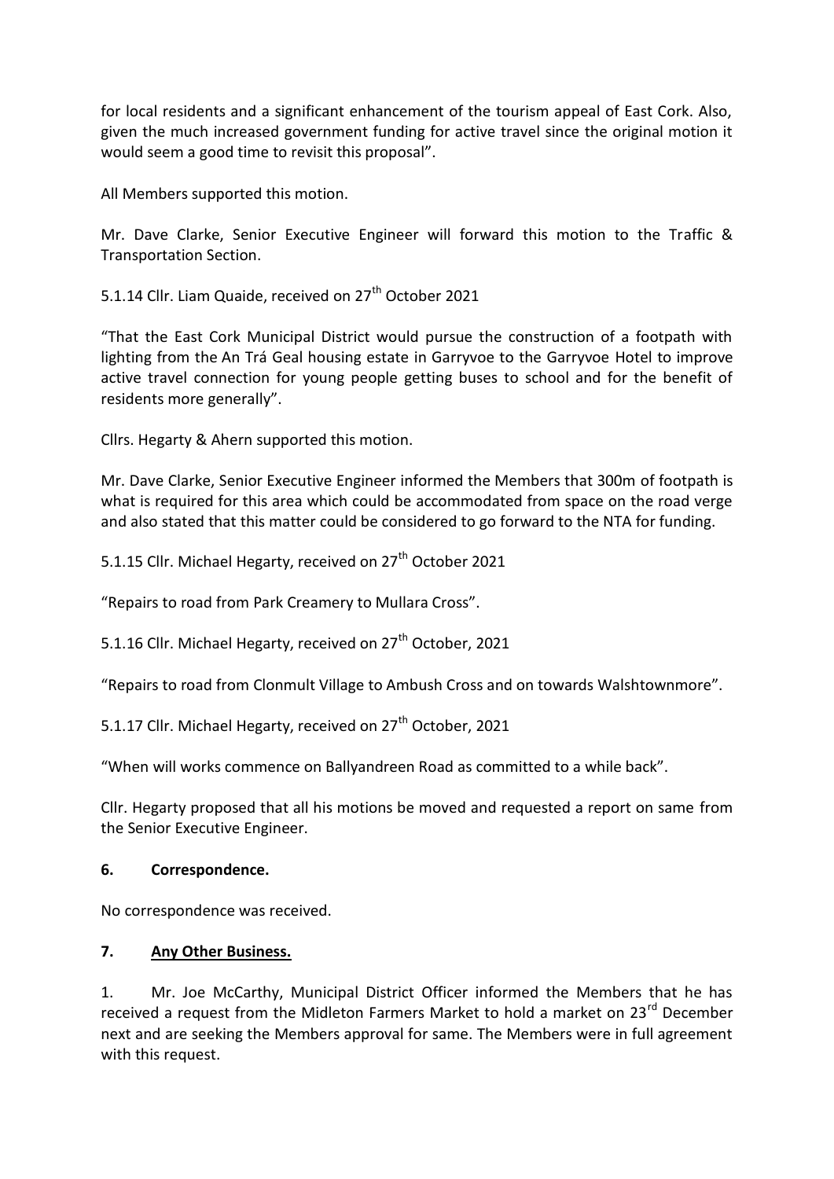for local residents and a significant enhancement of the tourism appeal of East Cork. Also, given the much increased government funding for active travel since the original motion it would seem a good time to revisit this proposal".

All Members supported this motion.

Mr. Dave Clarke, Senior Executive Engineer will forward this motion to the Traffic & Transportation Section.

5.1.14 Cllr. Liam Quaide, received on 27th October 2021

"That the East Cork Municipal District would pursue the construction of a footpath with lighting from the An Trá Geal housing estate in Garryvoe to the Garryvoe Hotel to improve active travel connection for young people getting buses to school and for the benefit of residents more generally".

Cllrs. Hegarty & Ahern supported this motion.

Mr. Dave Clarke, Senior Executive Engineer informed the Members that 300m of footpath is what is required for this area which could be accommodated from space on the road verge and also stated that this matter could be considered to go forward to the NTA for funding.

5.1.15 Cllr. Michael Hegarty, received on 27th October 2021

"Repairs to road from Park Creamery to Mullara Cross".

5.1.16 Cllr. Michael Hegarty, received on 27th October, 2021

"Repairs to road from Clonmult Village to Ambush Cross and on towards Walshtownmore".

5.1.17 Cllr. Michael Hegarty, received on 27th October, 2021

"When will works commence on Ballyandreen Road as committed to a while back".

Cllr. Hegarty proposed that all his motions be moved and requested a report on same from the Senior Executive Engineer.

## 6. Correspondence.

No correspondence was received.

## 7. Any Other Business.

1. Mr. Joe McCarthy, Municipal District Officer informed the Members that he has received a request from the Midleton Farmers Market to hold a market on 23rd December next and are seeking the Members approval for same. The Members were in full agreement with this request.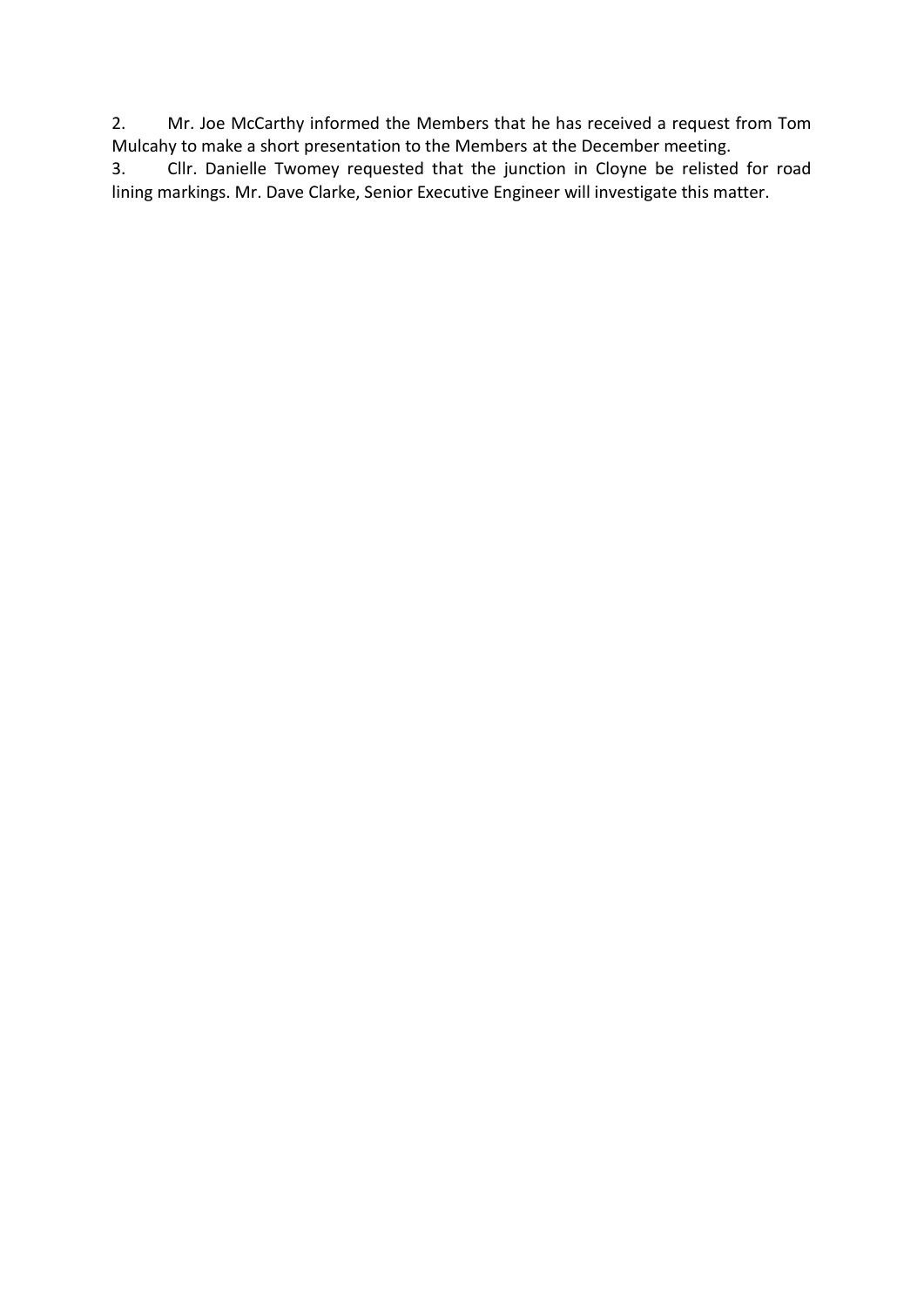2. Mr. Joe McCarthy informed the Members that he has received a request from Tom Mulcahy to make a short presentation to the Members at the December meeting.
3. Cllr. Danielle Twomey requested that the junction in Cloyne be relisted for road lining markings. Mr. Dave Clarke, Senior Executive Engineer will investigate this matter.